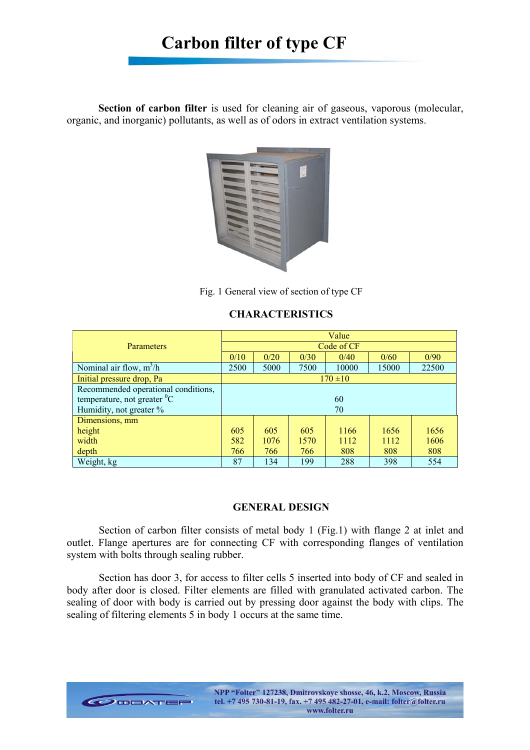# Carbon filter of type CF

**Section of carbon filter** is used for cleaning air of gaseous, vaporous (molecular, organic, and inorganic) pollutants, as well as of odors in extract ventilation systems.

Fig. 1 General view of section of type CF

## CHARACTERISTICS

| Parameters | Value | | | | | |
|---|---|---|---|---|---|---|
| | Code of CF | | | | | |
| | 0/10 | 0/20 | 0/30 | 0/40 | 0/60 | 0/90 |
| Nominal air flow, $m^3/h$ | 2500 | 5000 | 7500 | 10000 | 15000 | 22500 |
| Initial pressure drop, Pa | 170 ±10 | | | | | |
| Recommended operational conditions, temperature, not greater $^0C$ | 60 | | | | | |
| Humidity, not greater % | 70 | | | | | |
| Dimensions, mm | | | | | | |
| height | 605 | 605 | 605 | 1166 | 1656 | 1656 |
| width | 582 | 1076 | 1570 | 1112 | 1112 | 1606 |
| depth | 766 | 766 | 766 | 808 | 808 | 808 |
| Weight, kg | 87 | 134 | 199 | 288 | 398 | 554 |

## GENERAL DESIGN

Section of carbon filter consists of metal body 1 (Fig.1) with flange 2 at inlet and outlet. Flange apertures are for connecting CF with corresponding flanges of ventilation system with bolts through sealing rubber.

Section has door 3, for access to filter cells 5 inserted into body of CF and sealed in body after door is closed. Filter elements are filled with granulated activated carbon. The sealing of door with body is carried out by pressing door against the body with clips. The sealing of filtering elements 5 in body 1 occurs at the same time.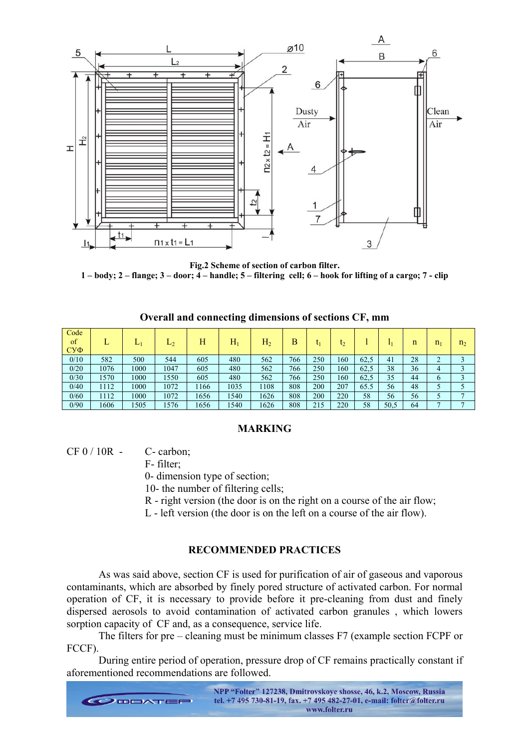**Fig.2 Scheme of section of carbon filter.**
**1 – body; 2 – flange; 3 – door; 4 – handle; 5 – filtering cell; 6 – hook for lifting of a cargo; 7 - clip**

**Overall and connecting dimensions of sections CF, mm**

| Code of СУФ | L | $L_1$ | $L_2$ | H | $H_1$ | $H_2$ | B | $t_1$ | $t_2$ | l | $l_1$ | n | $n_1$ | $n_2$ |
|---|---|---|---|---|---|---|---|---|---|---|---|---|---|---|
| 0/10 | 582 | 500 | 544 | 605 | 480 | 562 | 766 | 250 | 160 | 62,5 | 41 | 28 | 2 | 3 |
| 0/20 | 1076 | 1000 | 1047 | 605 | 480 | 562 | 766 | 250 | 160 | 62,5 | 38 | 36 | 4 | 3 |
| 0/30 | 1570 | 1000 | 1550 | 605 | 480 | 562 | 766 | 250 | 160 | 62,5 | 35 | 44 | 6 | 3 |
| 0/40 | 1112 | 1000 | 1072 | 1166 | 1035 | 1108 | 808 | 200 | 207 | 65.5 | 56 | 48 | 5 | 5 |
| 0/60 | 1112 | 1000 | 1072 | 1656 | 1540 | 1626 | 808 | 200 | 220 | 58 | 56 | 56 | 5 | 7 |
| 0/90 | 1606 | 1505 | 1576 | 1656 | 1540 | 1626 | 808 | 215 | 220 | 58 | 50,5 | 64 | 7 | 7 |

## MARKING

CF 0 / 10R -
- C- carbon;
- F- filter;
- 0- dimension type of section;
- 10- the number of filtering cells;
- R - right version (the door is on the right on a course of the air flow;
- L - left version (the door is on the left on a course of the air flow).

## RECOMMENDED PRACTICES

As was said above, section CF is used for purification of air of gaseous and vaporous contaminants, which are absorbed by finely pored structure of activated carbon. For normal operation of CF, it is necessary to provide before it pre-cleaning from dust and finely dispersed aerosols to avoid contamination of activated carbon granules , which lowers sorption capacity of CF and, as a consequence, service life.

The filters for pre – cleaning must be minimum classes F7 (example section FCPF or FCCF).

During entire period of operation, pressure drop of CF remains practically constant if aforementioned recommendations are followed.